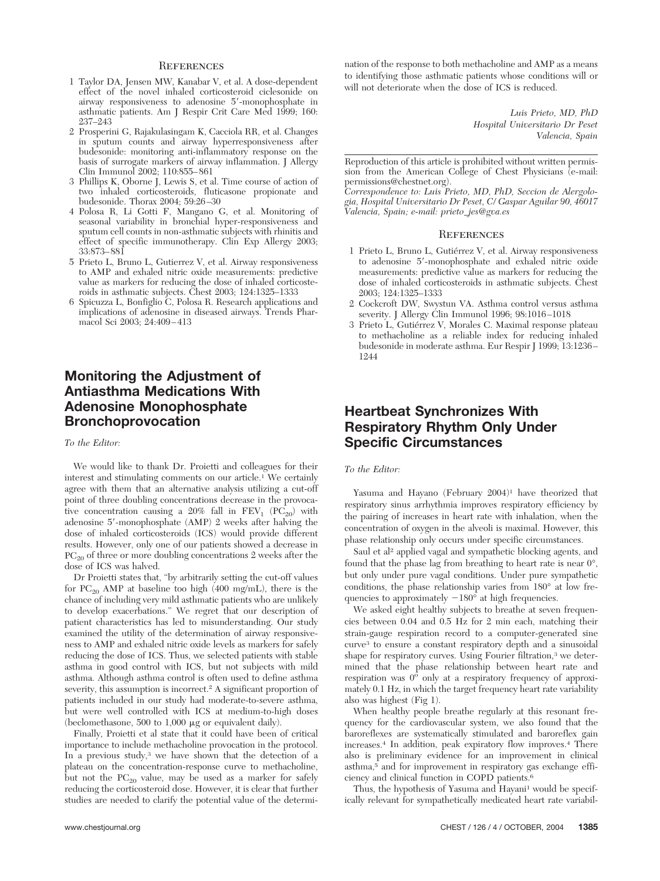## References

1. Taylor DA, Jensen MW, Kanabar V, et al. A dose-dependent effect of the novel inhaled corticosteroid ciclesonide on airway responsiveness to adenosine 5′-monophosphate in asthmatic patients. Am J Respir Crit Care Med 1999; 160: 237–243
2. Prosperini G, Rajakulasingam K, Cacciola RR, et al. Changes in sputum counts and airway hyperresponsiveness after budesonide: monitoring anti-inflammatory response on the basis of surrogate markers of airway inflammation. J Allergy Clin Immunol 2002; 110:855–861
3. Phillips K, Oborne J, Lewis S, et al. Time course of action of two inhaled corticosteroids, fluticasone propionate and budesonide. Thorax 2004; 59:26–30
4. Polosa R, Li Gotti F, Mangano G, et al. Monitoring of seasonal variability in bronchial hyper-responsiveness and sputum cell counts in non-asthmatic subjects with rhinitis and effect of specific immunotherapy. Clin Exp Allergy 2003; 33:873–881
5. Prieto L, Bruno L, Gutierrez V, et al. Airway responsiveness to AMP and exhaled nitric oxide measurements: predictive value as markers for reducing the dose of inhaled corticosteroids in asthmatic subjects. Chest 2003; 124:1325–1333
6. Spicuzza L, Bonfiglio C, Polosa R. Research applications and implications of adenosine in diseased airways. Trends Pharmacol Sci 2003; 24:409–413

# Monitoring the Adjustment of Antiasthma Medications With Adenosine Monophosphate Bronchoprovocation

*To the Editor:*

We would like to thank Dr. Proietti and colleagues for their interest and stimulating comments on our article.[1] We certainly agree with them that an alternative analysis utilizing a cut-off point of three doubling concentrations decrease in the provocative concentration causing a 20% fall in $FEV_1$ ($PC_{20}$) with adenosine 5′-monophosphate (AMP) 2 weeks after halving the dose of inhaled corticosteroids (ICS) would provide different results. However, only one of our patients showed a decrease in $PC_{20}$ of three or more doubling concentrations 2 weeks after the dose of ICS was halved.

Dr Proietti states that, "by arbitrarily setting the cut-off values for $PC_{20}$ AMP at baseline too high (400 mg/mL), there is the chance of including very mild asthmatic patients who are unlikely to develop exacerbations." We regret that our description of patient characteristics has led to misunderstanding. Our study examined the utility of the determination of airway responsiveness to AMP and exhaled nitric oxide levels as markers for safely reducing the dose of ICS. Thus, we selected patients with stable asthma in good control with ICS, but not subjects with mild asthma. Although asthma control is often used to define asthma severity, this assumption is incorrect.[2] A significant proportion of patients included in our study had moderate-to-severe asthma, but were well controlled with ICS at medium-to-high doses (beclomethasone, 500 to 1,000 μg or equivalent daily).

Finally, Proietti et al state that it could have been of critical importance to include methacholine provocation in the protocol. In a previous study,[3] we have shown that the detection of a plateau on the concentration-response curve to methacholine, but not the $PC_{20}$ value, may be used as a marker for safely reducing the corticosteroid dose. However, it is clear that further studies are needed to clarify the potential value of the determination of the response to both methacholine and AMP as a means to identifying those asthmatic patients whose conditions will or will not deteriorate when the dose of ICS is reduced.

*Luis Prieto, MD, PhD*
*Hospital Universitario Dr Peset*
*Valencia, Spain*

Reproduction of this article is prohibited without written permission from the American College of Chest Physicians (e-mail: permissions@chestnet.org).

*Correspondence to: Luis Prieto, MD, PhD, Seccion de Alergologia, Hospital Universitario Dr Peset, C/ Gaspar Aguilar 90, 46017 Valencia, Spain; e-mail: prieto_jes@gva.es*

## References

1. Prieto L, Bruno L, Gutiérrez V, et al. Airway responsiveness to adenosine 5′-monophosphate and exhaled nitric oxide measurements: predictive value as markers for reducing the dose of inhaled corticosteroids in asthmatic subjects. Chest 2003; 124:1325–1333
2. Cockcroft DW, Swystun VA. Asthma control versus asthma severity. J Allergy Clin Immunol 1996; 98:1016–1018
3. Prieto L, Gutiérrez V, Morales C. Maximal response plateau to methacholine as a reliable index for reducing inhaled budesonide in moderate asthma. Eur Respir J 1999; 13:1236–1244

# Heartbeat Synchronizes With Respiratory Rhythm Only Under Specific Circumstances

*To the Editor:*

Yasuma and Hayano (February 2004)[1] have theorized that respiratory sinus arrhythmia improves respiratory efficiency by the pairing of increases in heart rate with inhalation, when the concentration of oxygen in the alveoli is maximal. However, this phase relationship only occurs under specific circumstances.

Saul et al[2] applied vagal and sympathetic blocking agents, and found that the phase lag from breathing to heart rate is near 0°, but only under pure vagal conditions. Under pure sympathetic conditions, the phase relationship varies from 180° at low frequencies to approximately −180° at high frequencies.

We asked eight healthy subjects to breathe at seven frequencies between 0.04 and 0.5 Hz for 2 min each, matching their strain-gauge respiration record to a computer-generated sine curve[3] to ensure a constant respiratory depth and a sinusoidal shape for respiratory curves. Using Fourier filtration,[3] we determined that the phase relationship between heart rate and respiration was 0° only at a respiratory frequency of approximately 0.1 Hz, in which the target frequency heart rate variability also was highest (Fig 1).

When healthy people breathe regularly at this resonant frequency for the cardiovascular system, we also found that the baroreflexes are systematically stimulated and baroreflex gain increases.[4] In addition, peak expiratory flow improves.[4] There also is preliminary evidence for an improvement in clinical asthma,[5] and for improvement in respiratory gas exchange efficiency and clinical function in COPD patients.[6]

Thus, the hypothesis of Yasuma and Hayani[1] would be specifically relevant for sympathetically medicated heart rate variabil-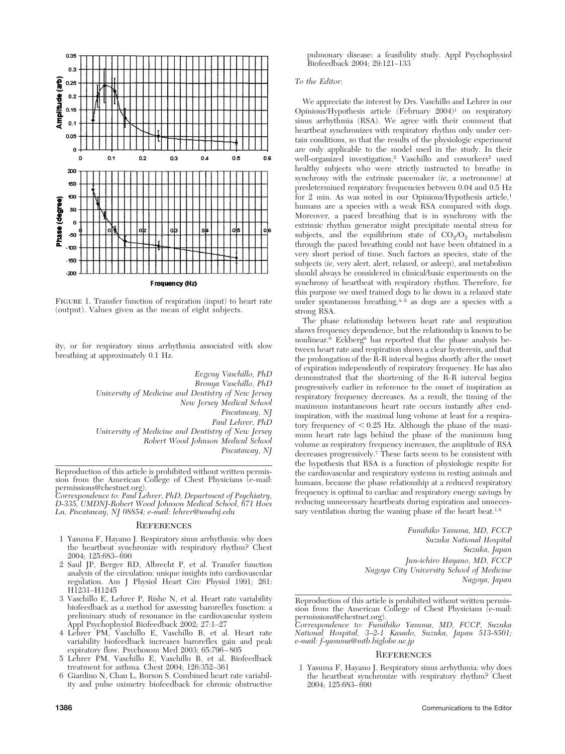0.35
0.3
0.25
0.2
0.15
0.1
0.05
0
Amplitude (arb)
0 0.1 0.2 0.3 0.4 0.5 0.6

200
150
100
50
0
-50
-100
-150
-200
Phase (degree)
0 0.1 0.2 0.3 0.4 0.5 0.6

Frequency (Hz)

Figure 1. Transfer function of respiration (input) to heart rate (output). Values given as the mean of eight subjects.

ity, or for respiratory sinus arrhythmia associated with slow breathing at approximately 0.1 Hz.

*Evgeny Vaschillo, PhD*
*Bronya Vaschillo, PhD*
*University of Medicine and Dentistry of New Jersey*
*New Jersey Medical School*
*Piscataway, NJ*
*Paul Lehrer, PhD*
*University of Medicine and Dentistry of New Jersey*
*Robert Wood Johnson Medical School*
*Piscataway, NJ*

Reproduction of this article is prohibited without written permission from the American College of Chest Physicians (e-mail: permissions@chestnet.org).
*Correspondence to: Paul Lehrer, PhD, Department of Psychiatry, D-335, UMDNJ-Robert Wood Johnson Medical School, 671 Hoes Ln, Piscataway, NJ 08854; e-mail: lehrer@umdnj.edu*

## References

1 Yasuma F, Hayano J. Respiratory sinus arrhythmia: why does the heartbeat synchronize with respiratory rhythm? Chest 2004; 125:683–690
2 Saul JP, Berger RD, Albrecht P, et al. Transfer function analysis of the circulation: unique insights into cardiovascular regulation. Am J Physiol Heart Circ Physiol 1991; 261: H1231–H1245
3 Vaschillo E, Lehrer P, Rishe N, et al. Heart rate variability biofeedback as a method for assessing baroreflex function: a preliminary study of resonance in the cardiovascular system Appl Psychophysiol Biofeedback 2002; 27:1–27
4 Lehrer PM, Vaschillo E, Vaschillo B, et al. Heart rate variability biofeedback increases baroreflex gain and peak expiratory flow. Psychosom Med 2003; 65:796–805
5 Lehrer PM, Vaschillo E, Vaschillo B, et al. Biofeedback treatment for asthma. Chest 2004; 126:352–361
6 Giardino N, Chan L, Borson S. Combined heart rate variability and pulse oximetry biofeedback for chronic obstructive pulmonary disease: a feasibility study. Appl Psychophysiol Biofeedback 2004; 29:121–133

*To the Editor:*

We appreciate the interest by Drs. Vaschillo and Lehrer in our Opinions/Hypothesis article (February 2004)[1] on respiratory sinus arrhythmia (RSA). We agree with their comment that heartbeat synchronizes with respiratory rhythm only under certain conditions, so that the results of the physiologic experiment are only applicable to the model used in the study. In their well-organized investigation,[2] Vaschillo and coworkers[2] used healthy subjects who were strictly instructed to breathe in synchrony with the extrinsic pacemaker (*ie*, a metronome) at predetermined respiratory frequencies between 0.04 and 0.5 Hz for 2 min. As was noted in our Opinions/Hypothesis article,[1] humans are a species with a weak RSA compared with dogs. Moreover, a paced breathing that is in synchrony with the extrinsic rhythm generator might precipitate mental stress for subjects, and the equilibrium state of $CO_2/O_2$ metabolism through the paced breathing could not have been obtained in a very short period of time. Such factors as species, state of the subjects (*ie*, very alert, alert, relaxed, or asleep), and metabolism should always be considered in clinical/basic experiments on the synchrony of heartbeat with respiratory rhythm. Therefore, for this purpose we used trained dogs to lie down in a relaxed state under spontaneous breathing,[3–5] as dogs are a species with a strong RSA.

The phase relationship between heart rate and respiration shows frequency dependence, but the relationship is known to be nonlinear.[6] Eckberg[6] has reported that the phase analysis between heart rate and respiration shows a clear hysteresis, and that the prolongation of the R-R interval begins shortly after the onset of expiration independently of respiratory frequency. He has also demonstrated that the shortening of the R-R interval begins progressively earlier in reference to the onset of inspiration as respiratory frequency decreases. As a result, the timing of the maximum instantaneous heart rate occurs instantly after end-inspiration, with the maximal lung volume at least for a respiratory frequency of $< 0.25$ Hz. Although the phase of the maximum heart rate lags behind the phase of the maximum lung volume as respiratory frequency increases, the amplitude of RSA decreases progressively.[7] These facts seem to be consistent with the hypothesis that RSA is a function of physiologic respite for the cardiovascular and respiratory systems in resting animals and humans, because the phase relationship at a reduced respiratory frequency is optimal to cardiac and respiratory energy savings by reducing unnecessary heartbeats during expiration and unnecessary ventilation during the waning phase of the heart beat.[1,8]

*Fumihiko Yasuma, MD, FCCP*
*Suzuka National Hospital*
*Suzuka, Japan*
*Jun-ichiro Hayano, MD, FCCP*
*Nagoya City University School of Medicine*
*Nagoya, Japan*

Reproduction of this article is prohibited without written permission from the American College of Chest Physicians (e-mail: permissions@chestnet.org).
*Correspondence to: Fumihiko Yasuma, MD, FCCP, Suzuka National Hospital, 3–2-1 Kasado, Suzuka, Japan 513-8501; e-mail: f-yasuma@mtb.biglobe.ne.jp*

## References

1 Yasuma F, Hayano J. Respiratory sinus arrhythmia: why does the heartbeat synchronize with respiratory rhythm? Chest 2004; 125:683–690